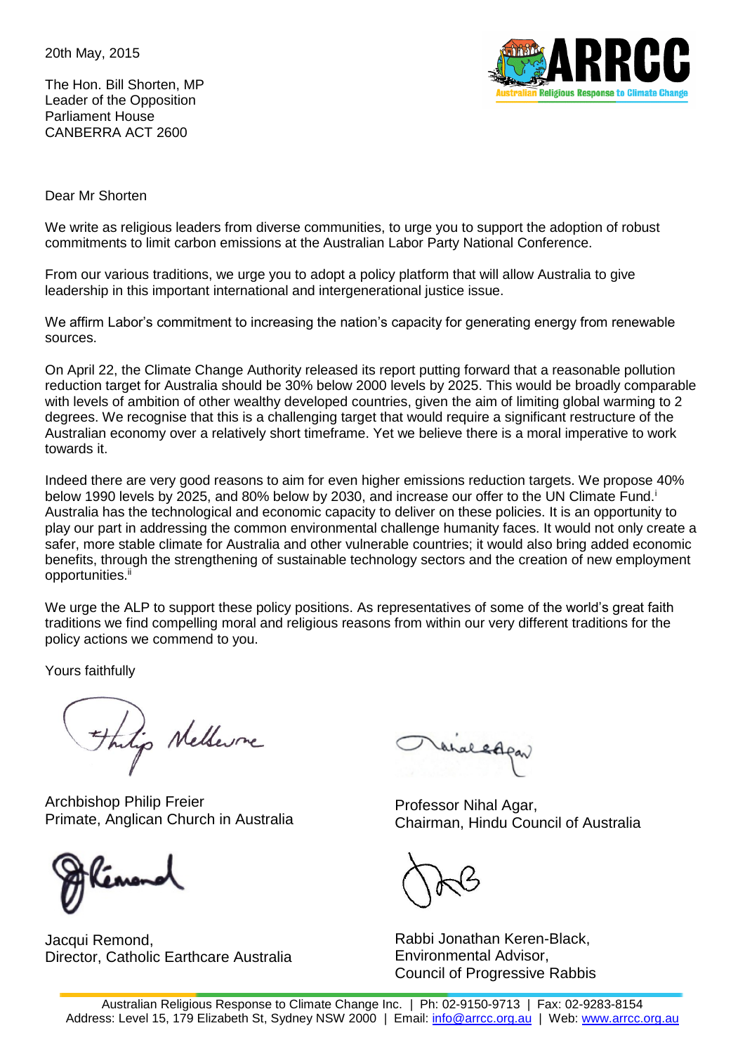20th May, 2015

The Hon. Bill Shorten, MP
Leader of the Opposition
Parliament House
CANBERRA ACT 2600

Dear Mr Shorten

We write as religious leaders from diverse communities, to urge you to support the adoption of robust commitments to limit carbon emissions at the Australian Labor Party National Conference.

From our various traditions, we urge you to adopt a policy platform that will allow Australia to give leadership in this important international and intergenerational justice issue.

We affirm Labor's commitment to increasing the nation's capacity for generating energy from renewable sources.

On April 22, the Climate Change Authority released its report putting forward that a reasonable pollution reduction target for Australia should be 30% below 2000 levels by 2025. This would be broadly comparable with levels of ambition of other wealthy developed countries, given the aim of limiting global warming to 2 degrees. We recognise that this is a challenging target that would require a significant restructure of the Australian economy over a relatively short timeframe. Yet we believe there is a moral imperative to work towards it.

Indeed there are very good reasons to aim for even higher emissions reduction targets. We propose 40% below 1990 levels by 2025, and 80% below by 2030, and increase our offer to the UN Climate Fund.[i] Australia has the technological and economic capacity to deliver on these policies. It is an opportunity to play our part in addressing the common environmental challenge humanity faces. It would not only create a safer, more stable climate for Australia and other vulnerable countries; it would also bring added economic benefits, through the strengthening of sustainable technology sectors and the creation of new employment opportunities.[ii]

We urge the ALP to support these policy positions. As representatives of some of the world's great faith traditions we find compelling moral and religious reasons from within our very different traditions for the policy actions we commend to you.

Yours faithfully

Archbishop Philip Freier
Primate, Anglican Church in Australia

Professor Nihal Agar,
Chairman, Hindu Council of Australia

Jacqui Remond,
Director, Catholic Earthcare Australia

Rabbi Jonathan Keren-Black,
Environmental Advisor,
Council of Progressive Rabbis

Australian Religious Response to Climate Change Inc. | Ph: 02-9150-9713 | Fax: 02-9283-8154
Address: Level 15, 179 Elizabeth St, Sydney NSW 2000 | Email: info@arrcc.org.au | Web: www.arrcc.org.au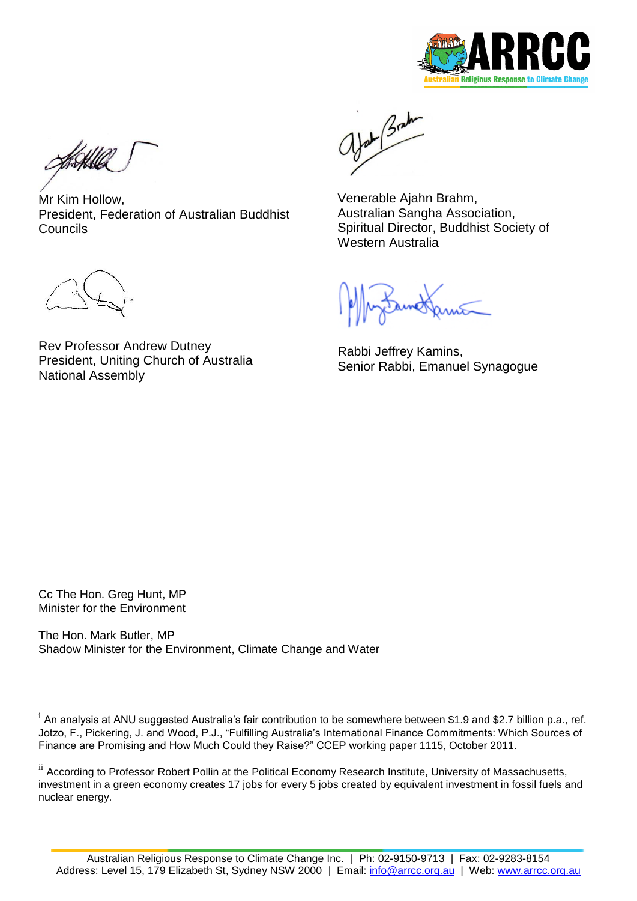Mr Kim Hollow,
President, Federation of Australian Buddhist Councils

Venerable Ajahn Brahm,
Australian Sangha Association,
Spiritual Director, Buddhist Society of Western Australia

Rev Professor Andrew Dutney
President, Uniting Church of Australia National Assembly

Rabbi Jeffrey Kamins,
Senior Rabbi, Emanuel Synagogue

Cc The Hon. Greg Hunt, MP
Minister for the Environment

The Hon. Mark Butler, MP
Shadow Minister for the Environment, Climate Change and Water

---

[i] An analysis at ANU suggested Australia's fair contribution to be somewhere between $1.9 and $2.7 billion p.a., ref. Jotzo, F., Pickering, J. and Wood, P.J., "Fulfilling Australia's International Finance Commitments: Which Sources of Finance are Promising and How Much Could they Raise?" CCEP working paper 1115, October 2011.

[ii] According to Professor Robert Pollin at the Political Economy Research Institute, University of Massachusetts, investment in a green economy creates 17 jobs for every 5 jobs created by equivalent investment in fossil fuels and nuclear energy.

Australian Religious Response to Climate Change Inc. | Ph: 02-9150-9713 | Fax: 02-9283-8154
Address: Level 15, 179 Elizabeth St, Sydney NSW 2000 | Email: info@arrcc.org.au | Web: www.arrcc.org.au